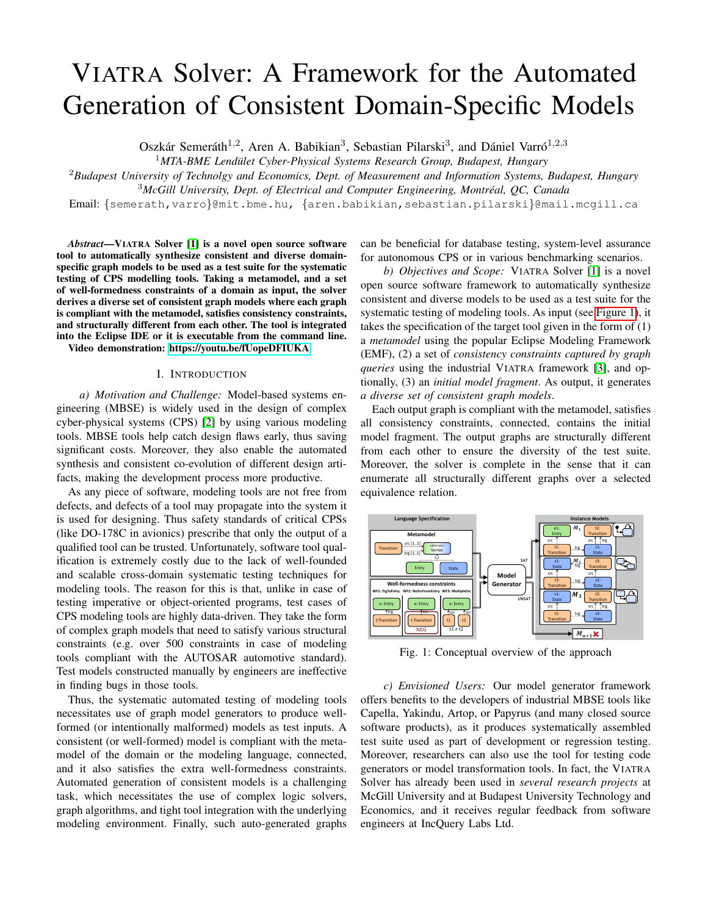# VIATRA Solver: A Framework for the Automated Generation of Consistent Domain-Specific Models

Oszkár Semeráth[1,2], Aren A. Babikian[3], Sebastian Pilarski[3], and Dániel Varró[1,2,3]

[1] *MTA-BME Lendület Cyber-Physical Systems Research Group, Budapest, Hungary*

[2] *Budapest University of Technolgy and Economics, Dept. of Measurement and Information Systems, Budapest, Hungary*

[3] *McGill University, Dept. of Electrical and Computer Engineering, Montréal, QC, Canada*

Email: {semerath,varro}@mit.bme.hu, {aren.babikian,sebastian.pilarski}@mail.mcgill.ca

***Abstract*—VIATRA Solver [1] is a novel open source software tool to automatically synthesize consistent and diverse domain-specific graph models to be used as a test suite for the systematic testing of CPS modelling tools. Taking a metamodel, and a set of well-formedness constraints of a domain as input, the solver derives a diverse set of consistent graph models where each graph is compliant with the metamodel, satisfies consistency constraints, and structurally different from each other. The tool is integrated into the Eclipse IDE or it is executable from the command line. Video demonstration: https://youtu.be/fUopeDFIUKA**

## I. Introduction

*a) Motivation and Challenge:* Model-based systems engineering (MBSE) is widely used in the design of complex cyber-physical systems (CPS) [2] by using various modeling tools. MBSE tools help catch design flaws early, thus saving significant costs. Moreover, they also enable the automated synthesis and consistent co-evolution of different design artifacts, making the development process more productive.

As any piece of software, modeling tools are not free from defects, and defects of a tool may propagate into the system it is used for designing. Thus safety standards of critical CPSs (like DO-178C in avionics) prescribe that only the output of a qualified tool can be trusted. Unfortunately, software tool qualification is extremely costly due to the lack of well-founded and scalable cross-domain systematic testing techniques for modeling tools. The reason for this is that, unlike in case of testing imperative or object-oriented programs, test cases of CPS modeling tools are highly data-driven. They take the form of complex graph models that need to satisfy various structural constraints (e.g. over 500 constraints in case of modeling tools compliant with the AUTOSAR automotive standard). Test models constructed manually by engineers are ineffective in finding bugs in those tools.

Thus, the systematic automated testing of modeling tools necessitates use of graph model generators to produce well-formed (or intentionally malformed) models as test inputs. A consistent (or well-formed) model is compliant with the metamodel of the domain or the modeling language, connected, and it also satisfies the extra well-formedness constraints. Automated generation of consistent models is a challenging task, which necessitates the use of complex logic solvers, graph algorithms, and tight tool integration with the underlying modeling environment. Finally, such auto-generated graphs can be beneficial for database testing, system-level assurance for autonomous CPS or in various benchmarking scenarios.

*b) Objectives and Scope:* VIATRA Solver [1] is a novel open source software framework to automatically synthesize consistent and diverse models to be used as a test suite for the systematic testing of modeling tools. As input (see Figure 1), it takes the specification of the target tool given in the form of (1) a *metamodel* using the popular Eclipse Modeling Framework (EMF), (2) a set of *consistency constraints captured by graph queries* using the industrial VIATRA framework [3], and optionally, (3) an *initial model fragment*. As output, it generates *a diverse set of consistent graph models*.

Each output graph is compliant with the metamodel, satisfies all consistency constraints, connected, contains the initial model fragment. The output graphs are structurally different from each other to ensure the diversity of the test suite. Moreover, the solver is complete in the sense that it can enumerate all structurally different graphs over a selected equivalence relation.

Fig. 1: Conceptual overview of the approach

*c) Envisioned Users:* Our model generator framework offers benefits to the developers of industrial MBSE tools like Capella, Yakindu, Artop, or Papyrus (and many closed source software products), as it produces systematically assembled test suite used as part of development or regression testing. Moreover, researchers can also use the tool for testing code generators or model transformation tools. In fact, the VIATRA Solver has already been used in *several research projects* at McGill University and at Budapest University Technology and Economics, and it receives regular feedback from software engineers at IncQuery Labs Ltd.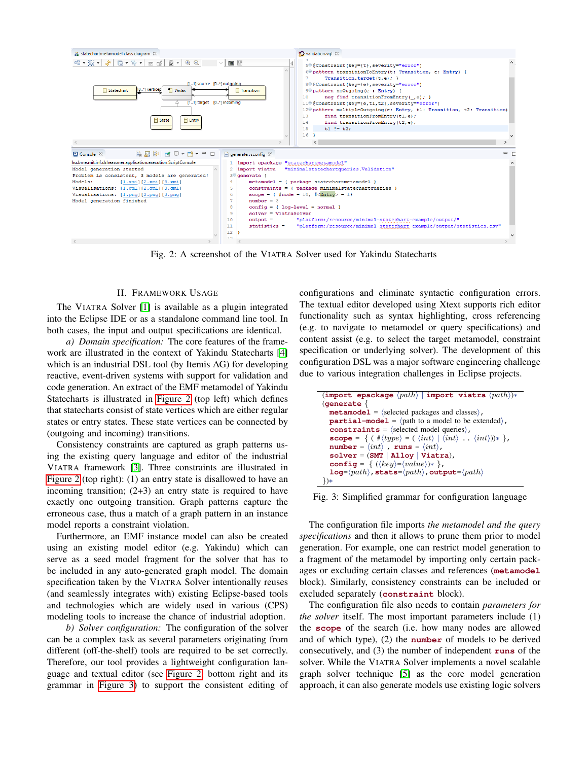Fig. 2: A screenshot of the VIATRA Solver used for Yakindu Statecharts

## II. Framework Usage

The VIATRA Solver [1] is available as a plugin integrated into the Eclipse IDE or as a standalone command line tool. In both cases, the input and output specifications are identical.

*a) Domain specification:* The core features of the framework are illustrated in the context of Yakindu Statecharts [4] which is an industrial DSL tool (by Itemis AG) for developing reactive, event-driven systems with support for validation and code generation. An extract of the EMF metamodel of Yakindu Statecharts is illustrated in Figure 2 (top left) which defines that statecharts consist of state vertices which are either regular states or entry states. These state vertices can be connected by (outgoing and incoming) transitions.

Consistency constraints are captured as graph patterns using the existing query language and editor of the industrial VIATRA framework [3]. Three constraints are illustrated in Figure 2 (top right): (1) an entry state is disallowed to have an incoming transition; (2+3) an entry state is required to have exactly one outgoing transition. Graph patterns capture the erroneous case, thus a match of a graph pattern in an instance model reports a constraint violation.

Furthermore, an EMF instance model can also be created using an existing model editor (e.g. Yakindu) which can serve as a seed model fragment for the solver that has to be included in any auto-generated graph model. The domain specification taken by the VIATRA Solver intentionally reuses (and seamlessly integrates with) existing Eclipse-based tools and technologies which are widely used in various (CPS) modeling tools to increase the chance of industrial adoption.

*b) Solver configuration:* The configuration of the solver can be a complex task as several parameters originating from different (off-the-shelf) tools are required to be set correctly. Therefore, our tool provides a lightweight configuration language and textual editor (see Figure 2, bottom right and its grammar in Figure 3) to support the consistent editing of configurations and eliminate syntactic configuration errors. The textual editor developed using Xtext supports rich editor functionality such as syntax highlighting, cross referencing (e.g. to navigate to metamodel or query specifications) and content assist (e.g. to select the target metamodel, constraint specification or underlying solver). The development of this configuration DSL was a major software engineering challenge due to various integration challenges in Eclipse projects.

```
(import epackage ⟨path⟩ | import viatra ⟨path⟩)*
(generate {
   metamodel = ⟨selected packages and classes⟩,
   partial-model = ⟨path to a model to be extended⟩,
   constraints = ⟨selected model queries⟩,
   scope = { ( #⟨type⟩ = ( ⟨int⟩ | ⟨int⟩ .. ⟨int⟩))* },
   number = ⟨int⟩ , runs = ⟨int⟩,
   solver = (SMT | Alloy | Viatra),
   config = { (⟨key⟩=⟨value⟩)* },
   log=⟨path⟩, stats=⟨path⟩, output=⟨path⟩
})*
```

Fig. 3: Simplified grammar for configuration language

The configuration file imports *the metamodel and the query specifications* and then it allows to prune them prior to model generation. For example, one can restrict model generation to a fragment of the metamodel by importing only certain packages and excluding certain classes and references (**metamodel** block). Similarly, consistency constraints can be included or excluded separately (**constraint** block).

The configuration file also needs to contain *parameters for the solver* itself. The most important parameters include (1) the **scope** of the search (i.e. how many nodes are allowed and of which type), (2) the **number** of models to be derived consecutively, and (3) the number of independent **runs** of the solver. While the VIATRA Solver implements a novel scalable graph solver technique [5] as the core model generation approach, it can also generate models use existing logic solvers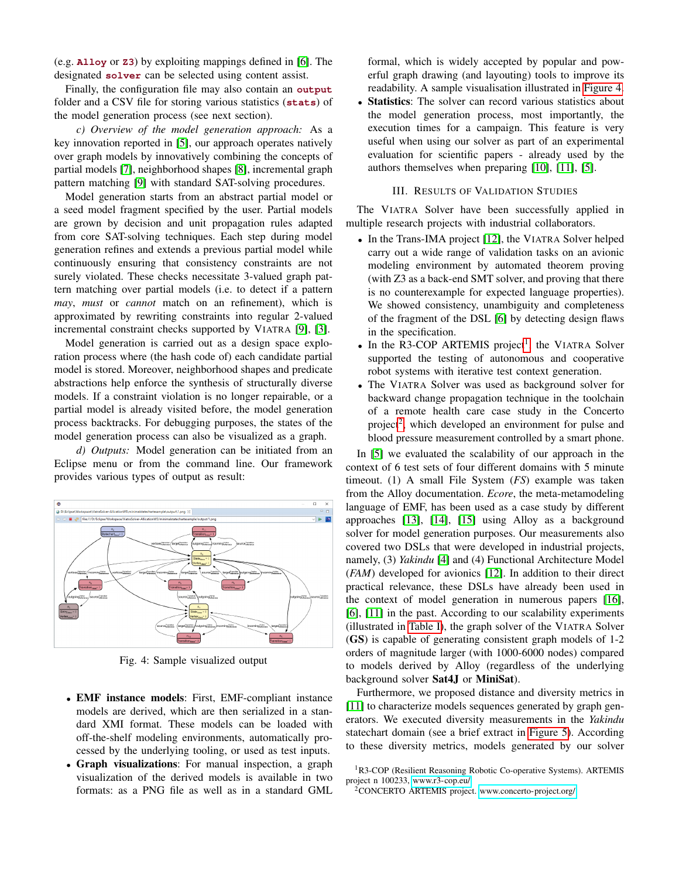(e.g. **Alloy** or **Z3**) by exploiting mappings defined in [6]. The designated **solver** can be selected using content assist.

Finally, the configuration file may also contain an **output** folder and a CSV file for storing various statistics (**stats**) of the model generation process (see next section).

*c) Overview of the model generation approach:* As a key innovation reported in [5], our approach operates natively over graph models by innovatively combining the concepts of partial models [7], neighborhood shapes [8], incremental graph pattern matching [9] with standard SAT-solving procedures.

Model generation starts from an abstract partial model or a seed model fragment specified by the user. Partial models are grown by decision and unit propagation rules adapted from core SAT-solving techniques. Each step during model generation refines and extends a previous partial model while continuously ensuring that consistency constraints are not surely violated. These checks necessitate 3-valued graph pattern matching over partial models (i.e. to detect if a pattern *may*, *must* or *cannot* match on an refinement), which is approximated by rewriting constraints into regular 2-valued incremental constraint checks supported by VIATRA [9], [3].

Model generation is carried out as a design space exploration process where (the hash code of) each candidate partial model is stored. Moreover, neighborhood shapes and predicate abstractions help enforce the synthesis of structurally diverse models. If a constraint violation is no longer repairable, or a partial model is already visited before, the model generation process backtracks. For debugging purposes, the states of the model generation process can also be visualized as a graph.

*d) Outputs:* Model generation can be initiated from an Eclipse menu or from the command line. Our framework provides various types of output as result:

Fig. 4: Sample visualized output

- **EMF instance models**: First, EMF-compliant instance models are derived, which are then serialized in a standard XMI format. These models can be loaded with off-the-shelf modeling environments, automatically processed by the underlying tooling, or used as test inputs.
- **Graph visualizations**: For manual inspection, a graph visualization of the derived models is available in two formats: as a PNG file as well as in a standard GML formal, which is widely accepted by popular and powerful graph drawing (and layouting) tools to improve its readability. A sample visualisation illustrated in Figure 4.
- **Statistics**: The solver can record various statistics about the model generation process, most importantly, the execution times for a campaign. This feature is very useful when using our solver as part of an experimental evaluation for scientific papers - already used by the authors themselves when preparing [10], [11], [5].

## III. Results of Validation Studies

The VIATRA Solver have been successfully applied in multiple research projects with industrial collaborators.

- In the Trans-IMA project [12], the VIATRA Solver helped carry out a wide range of validation tasks on an avionic modeling environment by automated theorem proving (with Z3 as a back-end SMT solver, and proving that there is no counterexample for expected language properties). We showed consistency, unambiguity and completeness of the fragment of the DSL [6] by detecting design flaws in the specification.
- In the R3-COP ARTEMIS project[1] the VIATRA Solver supported the testing of autonomous and cooperative robot systems with iterative test context generation.
- The VIATRA Solver was used as background solver for backward change propagation technique in the toolchain of a remote health care case study in the Concerto project[2], which developed an environment for pulse and blood pressure measurement controlled by a smart phone.

In [5] we evaluated the scalability of our approach in the context of 6 test sets of four different domains with 5 minute timeout. (1) A small File System (*FS*) example was taken from the Alloy documentation. *Ecore*, the meta-metamodeling language of EMF, has been used as a case study by different approaches [13], [14], [15] using Alloy as a background solver for model generation purposes. Our measurements also covered two DSLs that were developed in industrial projects, namely, (3) *Yakindu* [4] and (4) Functional Architecture Model (*FAM*) developed for avionics [12]. In addition to their direct practical relevance, these DSLs have already been used in the context of model generation in numerous papers [16], [6], [11] in the past. According to our scalability experiments (illustrated in Table I), the graph solver of the VIATRA Solver (**GS**) is capable of generating consistent graph models of 1-2 orders of magnitude larger (with 1000-6000 nodes) compared to models derived by Alloy (regardless of the underlying background solver **Sat4J** or **MiniSat**).

Furthermore, we proposed distance and diversity metrics in [11] to characterize models sequences generated by graph generators. We executed diversity measurements in the *Yakindu* statechart domain (see a brief extract in Figure 5). According to these diversity metrics, models generated by our solver

[1] R3-COP (Resilient Reasoning Robotic Co-operative Systems). ARTEMIS project n 100233, www.r3-cop.eu/

[2] CONCERTO ARTEMIS project. www.concerto-project.org/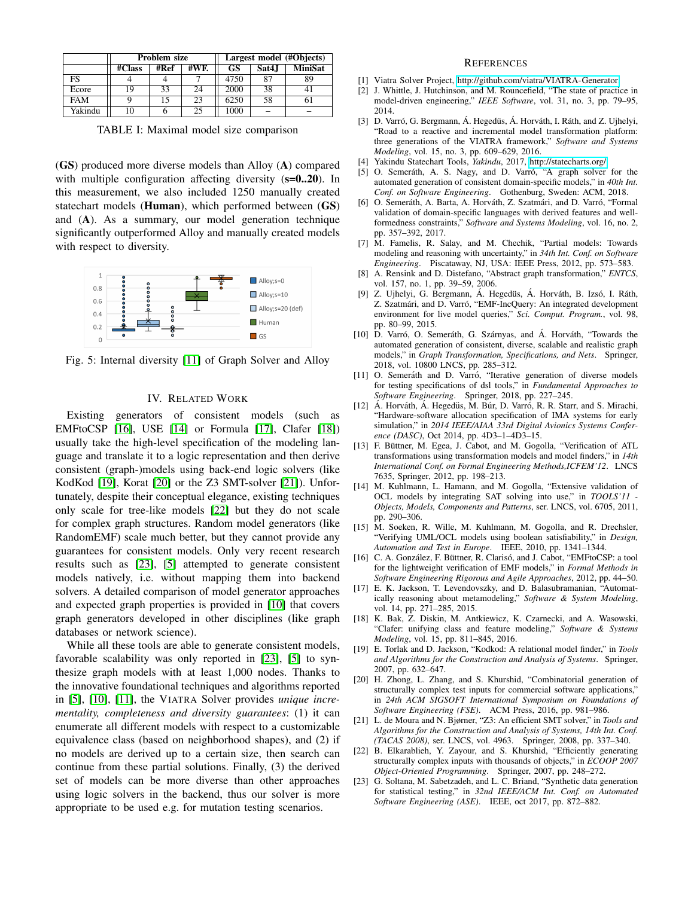| | Problem size | | | Largest model (#Objects) | | |
|---|---|---|---|---|---|---|
| | #Class | #Ref | #WF. | GS | Sat4J | MiniSat |
| FS | 4 | 4 | 7 | 4750 | 87 | 89 |
| Ecore | 19 | 33 | 24 | 2000 | 38 | 41 |
| FAM | 9 | 15 | 23 | 6250 | 58 | 61 |
| Yakindu | 10 | 6 | 25 | 1000 | – | – |

TABLE I: Maximal model size comparison

(**GS**) produced more diverse models than Alloy (**A**) compared with multiple configuration affecting diversity (**s=0..20**). In this measurement, we also included 1250 manually created statechart models (**Human**), which performed between (**GS**) and (**A**). As a summary, our model generation technique significantly outperformed Alloy and manually created models with respect to diversity.

1
0.8
0.6
0.4
0.2
0

Alloy;s=0
Alloy;s=10
Alloy;s=20 (def)
Human
GS

Fig. 5: Internal diversity [11] of Graph Solver and Alloy

## IV. Related Work

Existing generators of consistent models (such as EMFtoCSP [16], USE [14] or Formula [17], Clafer [18]) usually take the high-level specification of the modeling language and translate it to a logic representation and then derive consistent (graph-)models using back-end logic solvers (like KodKod [19], Korat [20] or the Z3 SMT-solver [21]). Unfortunately, despite their conceptual elegance, existing techniques only scale for tree-like models [22] but they do not scale for complex graph structures. Random model generators (like RandomEMF) scale much better, but they cannot provide any guarantees for consistent models. Only very recent research results such as [23], [5] attempted to generate consistent models natively, i.e. without mapping them into backend solvers. A detailed comparison of model generator approaches and expected graph properties is provided in [10] that covers graph generators developed in other disciplines (like graph databases or network science).

While all these tools are able to generate consistent models, favorable scalability was only reported in [23], [5] to synthesize graph models with at least 1,000 nodes. Thanks to the innovative foundational techniques and algorithms reported in [5], [10], [11], the Viatra Solver provides *unique incrementality, completeness and diversity guarantees*: (1) it can enumerate all different models with respect to a customizable equivalence class (based on neighborhood shapes), and (2) if no models are derived up to a certain size, then search can continue from these partial solutions. Finally, (3) the derived set of models can be more diverse than other approaches using logic solvers in the backend, thus our solver is more appropriate to be used e.g. for mutation testing scenarios.

## References

[1] Viatra Solver Project, http://github.com/viatra/VIATRA-Generator.

[2] J. Whittle, J. Hutchinson, and M. Rouncefield, "The state of practice in model-driven engineering," *IEEE Software*, vol. 31, no. 3, pp. 79–95, 2014.

[3] D. Varró, G. Bergmann, Á. Hegedüs, Á. Horváth, I. Ráth, and Z. Ujhelyi, "Road to a reactive and incremental model transformation platform: three generations of the VIATRA framework," *Software and Systems Modeling*, vol. 15, no. 3, pp. 609–629, 2016.

[4] Yakindu Statechart Tools, *Yakindu*, 2017, http://statecharts.org/.

[5] O. Semeráth, A. S. Nagy, and D. Varró, "A graph solver for the automated generation of consistent domain-specific models," in *40th Int. Conf. on Software Engineering*. Gothenburg, Sweden: ACM, 2018.

[6] O. Semeráth, A. Barta, A. Horváth, Z. Szatmári, and D. Varró, "Formal validation of domain-specific languages with derived features and well-formedness constraints," *Software and Systems Modeling*, vol. 16, no. 2, pp. 357–392, 2017.

[7] M. Famelis, R. Salay, and M. Chechik, "Partial models: Towards modeling and reasoning with uncertainty," in *34th Int. Conf. on Software Engineering*. Piscataway, NJ, USA: IEEE Press, 2012, pp. 573–583.

[8] A. Rensink and D. Distefano, "Abstract graph transformation," *ENTCS*, vol. 157, no. 1, pp. 39–59, 2006.

[9] Z. Ujhelyi, G. Bergmann, Á. Hegedüs, Á. Horváth, B. Izsó, I. Ráth, Z. Szatmári, and D. Varró, "EMF-IncQuery: An integrated development environment for live model queries," *Sci. Comput. Program.*, vol. 98, pp. 80–99, 2015.

[10] D. Varró, O. Semeráth, G. Szárnyas, and Á. Horváth, "Towards the automated generation of consistent, diverse, scalable and realistic graph models," in *Graph Transformation, Specifications, and Nets*. Springer, 2018, vol. 10800 LNCS, pp. 285–312.

[11] O. Semeráth and D. Varró, "Iterative generation of diverse models for testing specifications of dsl tools," in *Fundamental Approaches to Software Engineering*. Springer, 2018, pp. 227–245.

[12] Á. Horváth, Á. Hegedüs, M. Búr, D. Varró, R. R. Starr, and S. Mirachi, "Hardware-software allocation specification of IMA systems for early simulation," in *2014 IEEE/AIAA 33rd Digital Avionics Systems Conference (DASC)*, Oct 2014, pp. 4D3–1–4D3–15.

[13] F. Büttner, M. Egea, J. Cabot, and M. Gogolla, "Verification of ATL transformations using transformation models and model finders," in *14th International Conf. on Formal Engineering Methods,ICFEM'12*. LNCS 7635, Springer, 2012, pp. 198–213.

[14] M. Kuhlmann, L. Hamann, and M. Gogolla, "Extensive validation of OCL models by integrating SAT solving into use," in *TOOLS'11 - Objects, Models, Components and Patterns*, ser. LNCS, vol. 6705, 2011, pp. 290–306.

[15] M. Soeken, R. Wille, M. Kuhlmann, M. Gogolla, and R. Drechsler, "Verifying UML/OCL models using boolean satisfiability," in *Design, Automation and Test in Europe*. IEEE, 2010, pp. 1341–1344.

[16] C. A. González, F. Büttner, R. Clarisó, and J. Cabot, "EMFtoCSP: a tool for the lightweight verification of EMF models," in *Formal Methods in Software Engineering Rigorous and Agile Approaches*, 2012, pp. 44–50.

[17] E. K. Jackson, T. Levendovszky, and D. Balasubramanian, "Automatically reasoning about metamodeling," *Software & System Modeling*, vol. 14, pp. 271–285, 2015.

[18] K. Bak, Z. Diskin, M. Antkiewicz, K. Czarnecki, and A. Wasowski, "Clafer: unifying class and feature modeling," *Software & Systems Modeling*, vol. 15, pp. 811–845, 2016.

[19] E. Torlak and D. Jackson, "Kodkod: A relational model finder," in *Tools and Algorithms for the Construction and Analysis of Systems*. Springer, 2007, pp. 632–647.

[20] H. Zhong, L. Zhang, and S. Khurshid, "Combinatorial generation of structurally complex test inputs for commercial software applications," in *24th ACM SIGSOFT International Symposium on Foundations of Software Engineering (FSE)*. ACM Press, 2016, pp. 981–986.

[21] L. de Moura and N. Bjørner, "Z3: An efficient SMT solver," in *Tools and Algorithms for the Construction and Analysis of Systems, 14th Int. Conf. (TACAS 2008)*, ser. LNCS, vol. 4963. Springer, 2008, pp. 337–340.

[22] B. Elkarablieh, Z. Zayour, and S. Khurshid, "Efficiently generating structurally complex inputs with thousands of objects," in *ECOOP 2007 Object-Oriented Programming*. Springer, 2007, pp. 248–272.

[23] G. Soltana, M. Sabetzadeh, and L. C. Briand, "Synthetic data generation for statistical testing," in *32nd IEEE/ACM Int. Conf. on Automated Software Engineering (ASE)*. IEEE, oct 2017, pp. 872–882.